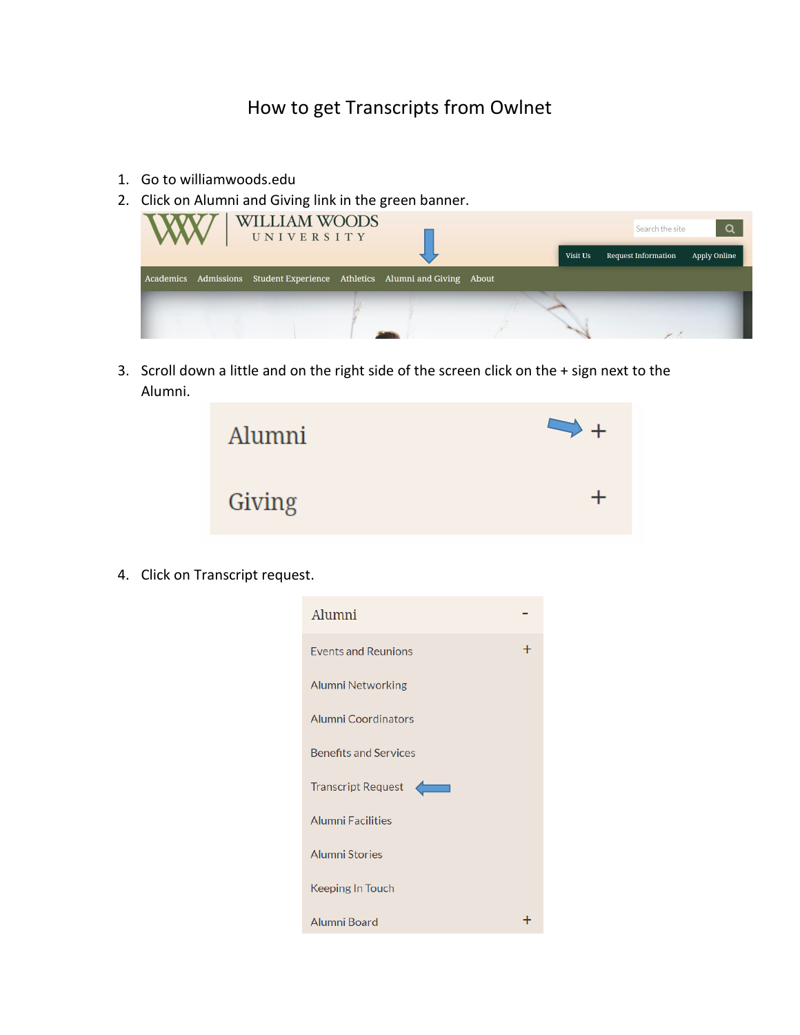# How to get Transcripts from Owlnet

1. Go to williamwoods.edu
2. Click on Alumni and Giving link in the green banner.

WILLIAM WOODS UNIVERSITY

Search the site

Visit Us Request Information Apply Online

Academics Admissions Student Experience Athletics Alumni and Giving About

3. Scroll down a little and on the right side of the screen click on the + sign next to the Alumni.

Alumni +

Giving +

4. Click on Transcript request.

Alumni -

Events and Reunions +

Alumni Networking

Alumni Coordinators

Benefits and Services

Transcript Request

Alumni Facilities

Alumni Stories

Keeping In Touch

Alumni Board +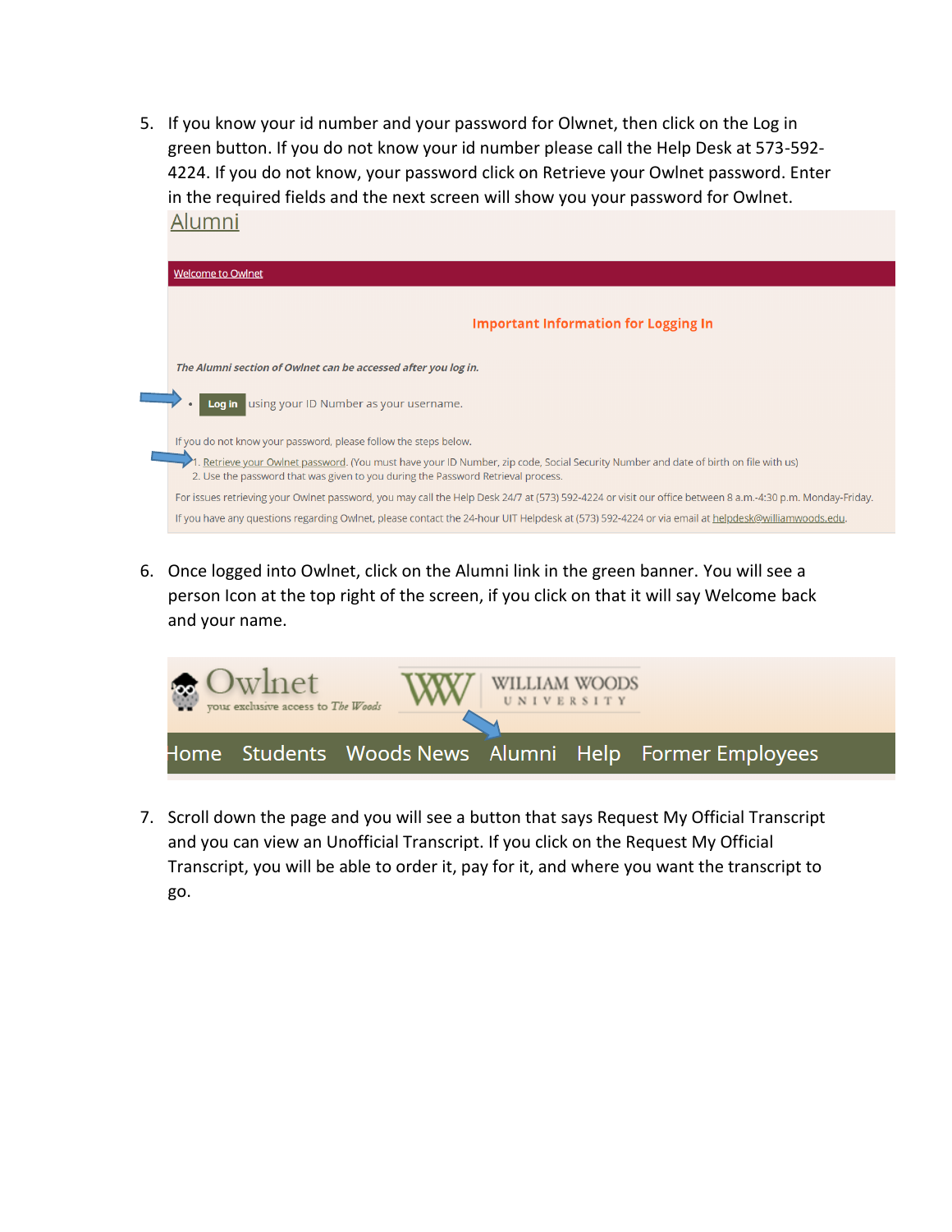5. If you know your id number and your password for Olwnet, then click on the Log in green button. If you do not know your id number please call the Help Desk at 573-592-4224. If you do not know, your password click on Retrieve your Owlnet password. Enter in the required fields and the next screen will show you your password for Owlnet.

Alumni

Welcome to Owlnet

Important Information for Logging In

*The Alumni section of Owlnet can be accessed after you log in.*

- Log in using your ID Number as your username.

If you do not know your password, please follow the steps below.

1. Retrieve your Owlnet password. (You must have your ID Number, zip code, Social Security Number and date of birth on file with us)
2. Use the password that was given to you during the Password Retrieval process.

For issues retrieving your Owlnet password, you may call the Help Desk 24/7 at (573) 592-4224 or visit our office between 8 a.m.-4:30 p.m. Monday-Friday.

If you have any questions regarding Owlnet, please contact the 24-hour UIT Helpdesk at (573) 592-4224 or via email at helpdesk@williamwoods.edu.

6. Once logged into Owlnet, click on the Alumni link in the green banner. You will see a person Icon at the top right of the screen, if you click on that it will say Welcome back and your name.

Owlnet your exclusive access to The Woods — William Woods University

Home Students Woods News Alumni Help Former Employees

7. Scroll down the page and you will see a button that says Request My Official Transcript and you can view an Unofficial Transcript. If you click on the Request My Official Transcript, you will be able to order it, pay for it, and where you want the transcript to go.